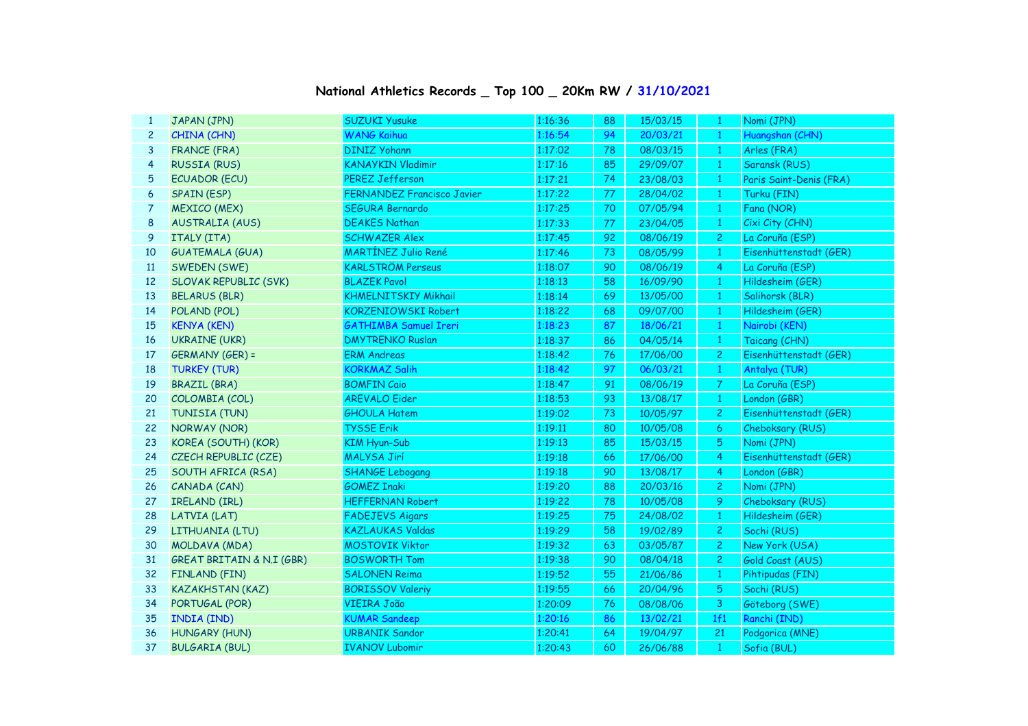# National Athletics Records _ Top 100 _ 20Km RW / 31/10/2021

| | | | | | | | |
|---|---|---|---|---|---|---|---|
| 1 | JAPAN (JPN) | SUZUKI Yusuke | 1:16:36 | 88 | 15/03/15 | 1 | Nomi (JPN) |
| 2 | CHINA (CHN) | WANG Kaihua | 1:16:54 | 94 | 20/03/21 | 1 | Huangshan (CHN) |
| 3 | FRANCE (FRA) | DINIZ Yohann | 1:17:02 | 78 | 08/03/15 | 1 | Arles (FRA) |
| 4 | RUSSIA (RUS) | KANAYKIN Vladimir | 1:17:16 | 85 | 29/09/07 | 1 | Saransk (RUS) |
| 5 | ECUADOR (ECU) | PEREZ Jefferson | 1:17:21 | 74 | 23/08/03 | 1 | Paris Saint-Denis (FRA) |
| 6 | SPAIN (ESP) | FERNANDEZ Francisco Javier | 1:17:22 | 77 | 28/04/02 | 1 | Turku (FIN) |
| 7 | MEXICO (MEX) | SEGURA Bernardo | 1:17:25 | 70 | 07/05/94 | 1 | Fana (NOR) |
| 8 | AUSTRALIA (AUS) | DEAKES Nathan | 1:17:33 | 77 | 23/04/05 | 1 | Cixi City (CHN) |
| 9 | ITALY (ITA) | SCHWAZER Alex | 1:17:45 | 92 | 08/06/19 | 2 | La Coruña (ESP) |
| 10 | GUATEMALA (GUA) | MARTÍNEZ Julio René | 1:17:46 | 73 | 08/05/99 | 1 | Eisenhüttenstadt (GER) |
| 11 | SWEDEN (SWE) | KARLSTRÖM Perseus | 1:18:07 | 90 | 08/06/19 | 4 | La Coruña (ESP) |
| 12 | SLOVAK REPUBLIC (SVK) | BLAZEK Pavol | 1:18:13 | 58 | 16/09/90 | 1 | Hildesheim (GER) |
| 13 | BELARUS (BLR) | KHMELNITSKIY Mikhail | 1:18:14 | 69 | 13/05/00 | 1 | Salihorsk (BLR) |
| 14 | POLAND (POL) | KORZENIOWSKI Robert | 1:18:22 | 68 | 09/07/00 | 1 | Hildesheim (GER) |
| 15 | KENYA (KEN) | GATHIMBA Samuel Ireri | 1:18:23 | 87 | 18/06/21 | 1 | Nairobi (KEN) |
| 16 | UKRAINE (UKR) | DMYTRENKO Ruslan | 1:18:37 | 86 | 04/05/14 | 1 | Taicang (CHN) |
| 17 | GERMANY (GER) = | ERM Andreas | 1:18:42 | 76 | 17/06/00 | 2 | Eisenhüttenstadt (GER) |
| 18 | TURKEY (TUR) | KORKMAZ Salih | 1:18:42 | 97 | 06/03/21 | 1 | Antalya (TUR) |
| 19 | BRAZIL (BRA) | BOMFIN Caio | 1:18:47 | 91 | 08/06/19 | 7 | La Coruña (ESP) |
| 20 | COLOMBIA (COL) | AREVALO Eider | 1:18:53 | 93 | 13/08/17 | 1 | London (GBR) |
| 21 | TUNISIA (TUN) | GHOULA Hatem | 1:19:02 | 73 | 10/05/97 | 2 | Eisenhüttenstadt (GER) |
| 22 | NORWAY (NOR) | TYSSE Erik | 1:19:11 | 80 | 10/05/08 | 6 | Cheboksary (RUS) |
| 23 | KOREA (SOUTH) (KOR) | KIM Hyun-Sub | 1:19:13 | 85 | 15/03/15 | 5 | Nomi (JPN) |
| 24 | CZECH REPUBLIC (CZE) | MALYSA Jirí | 1:19:18 | 66 | 17/06/00 | 4 | Eisenhüttenstadt (GER) |
| 25 | SOUTH AFRICA (RSA) | SHANGE Lebogang | 1:19:18 | 90 | 13/08/17 | 4 | London (GBR) |
| 26 | CANADA (CAN) | GOMEZ Inaki | 1:19:20 | 88 | 20/03/16 | 2 | Nomi (JPN) |
| 27 | IRELAND (IRL) | HEFFERNAN Robert | 1:19:22 | 78 | 10/05/08 | 9 | Cheboksary (RUS) |
| 28 | LATVIA (LAT) | FADEJEVS Aigars | 1:19:25 | 75 | 24/08/02 | 1 | Hildesheim (GER) |
| 29 | LITHUANIA (LTU) | KAZLAUKAS Valdas | 1:19:29 | 58 | 19/02/89 | 2 | Sochi (RUS) |
| 30 | MOLDAVA (MDA) | MOSTOVIK Viktor | 1:19:32 | 63 | 03/05/87 | 2 | New York (USA) |
| 31 | GREAT BRITAIN & N.I (GBR) | BOSWORTH Tom | 1:19:38 | 90 | 08/04/18 | 2 | Gold Coast (AUS) |
| 32 | FINLAND (FIN) | SALONEN Reima | 1:19:52 | 55 | 21/06/86 | 1 | Pihtipudas (FIN) |
| 33 | KAZAKHSTAN (KAZ) | BORISSOV Valeriy | 1:19:55 | 66 | 20/04/96 | 5 | Sochi (RUS) |
| 34 | PORTUGAL (POR) | VIEIRA João | 1:20:09 | 76 | 08/08/06 | 3 | Göteborg (SWE) |
| 35 | INDIA (IND) | KUMAR Sandeep | 1:20:16 | 86 | 13/02/21 | 1f1 | Ranchi (IND) |
| 36 | HUNGARY (HUN) | URBANIK Sandor | 1:20:41 | 64 | 19/04/97 | 21 | Podgorica (MNE) |
| 37 | BULGARIA (BUL) | IVANOV Lubomir | 1:20:43 | 60 | 26/06/88 | 1 | Sofia (BUL) |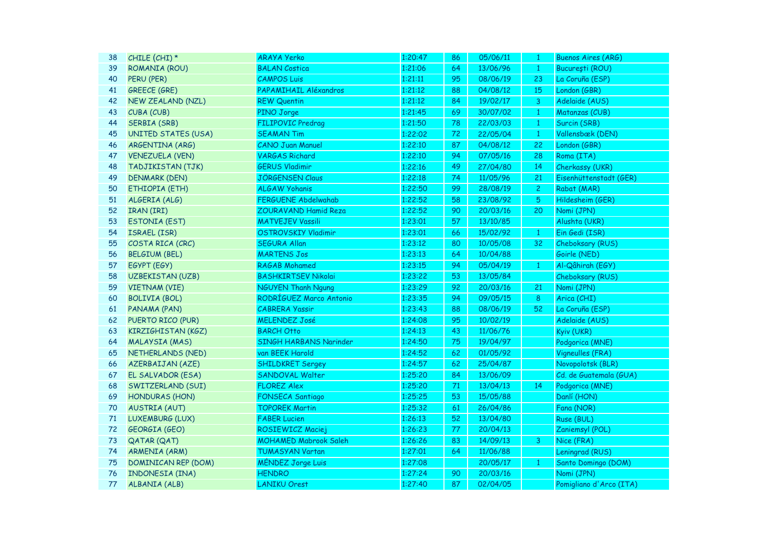| | | | | | | | |
|---|---|---|---|---|---|---|---|
| 38 | CHILE (CHI) * | ARAYA Yerko | 1:20:47 | 86 | 05/06/11 | 1 | Buenos Aires (ARG) |
| 39 | ROMANIA (ROU) | BALAN Costica | 1:21:06 | 64 | 13/06/96 | 1 | Bucureşti (ROU) |
| 40 | PERU (PER) | CAMPOS Luis | 1:21:11 | 95 | 08/06/19 | 23 | La Coruña (ESP) |
| 41 | GREECE (GRE) | PAPAMIHAIL Aléxandros | 1:21:12 | 88 | 04/08/12 | 15 | London (GBR) |
| 42 | NEW ZEALAND (NZL) | REW Quentin | 1:21:12 | 84 | 19/02/17 | 3 | Adelaide (AUS) |
| 43 | CUBA (CUB) | PINO Jorge | 1:21:45 | 69 | 30/07/02 | 1 | Matanzas (CUB) |
| 44 | SERBIA (SRB) | FILIPOVIC Predrag | 1:21:50 | 78 | 22/03/03 | 1 | Surcin (SRB) |
| 45 | UNITED STATES (USA) | SEAMAN Tim | 1:22:02 | 72 | 22/05/04 | 1 | Vallensbæk (DEN) |
| 46 | ARGENTINA (ARG) | CANO Juan Manuel | 1:22:10 | 87 | 04/08/12 | 22 | London (GBR) |
| 47 | VENEZUELA (VEN) | VARGAS Richard | 1:22:10 | 94 | 07/05/16 | 28 | Roma (ITA) |
| 48 | TADJIKISTAN (TJK) | GERUS Vladimir | 1:22:16 | 49 | 27/04/80 | 14 | Cherkassy (UKR) |
| 49 | DENMARK (DEN) | JÖRGENSEN Claus | 1:22:18 | 74 | 11/05/96 | 21 | Eisenhüttenstadt (GER) |
| 50 | ETHIOPIA (ETH) | ALGAW Yohanis | 1:22:50 | 99 | 28/08/19 | 2 | Rabat (MAR) |
| 51 | ALGERIA (ALG) | FERGUENE Abdelwahab | 1:22:52 | 58 | 23/08/92 | 5 | Hildesheim (GER) |
| 52 | IRAN (IRI) | ZOURAVAND Hamid Reza | 1:22:52 | 90 | 20/03/16 | 20 | Nomi (JPN) |
| 53 | ESTONIA (EST) | MATVEJEV Vassili | 1:23:01 | 57 | 13/10/85 | | Alushta (UKR) |
| 54 | ISRAEL (ISR) | OSTROVSKIY Vladimir | 1:23:01 | 66 | 15/02/92 | 1 | Ein Gedi (ISR) |
| 55 | COSTA RICA (CRC) | SEGURA Allan | 1:23:12 | 80 | 10/05/08 | 32 | Cheboksary (RUS) |
| 56 | BELGIUM (BEL) | MARTENS Jos | 1:23:13 | 64 | 10/04/88 | | Goirle (NED) |
| 57 | EGYPT (EGY) | RAGAB Mohamed | 1:23:15 | 94 | 05/04/19 | 1 | Al-Qâhirah (EGY) |
| 58 | UZBEKISTAN (UZB) | BASHKIRTSEV Nikolai | 1:23:22 | 53 | 13/05/84 | | Cheboksary (RUS) |
| 59 | VIETNAM (VIE) | NGUYEN Thanh Ngung | 1:23:29 | 92 | 20/03/16 | 21 | Nomi (JPN) |
| 60 | BOLIVIA (BOL) | RODRÍGUEZ Marco Antonio | 1:23:35 | 94 | 09/05/15 | 8 | Arica (CHI) |
| 61 | PANAMA (PAN) | CABRERA Yassir | 1:23:43 | 88 | 08/06/19 | 52 | La Coruña (ESP) |
| 62 | PUERTO RICO (PUR) | MELENDEZ José | 1:24:08 | 95 | 10/02/19 | | Adelaide (AUS) |
| 63 | KIRZIGHISTAN (KGZ) | BARCH Otto | 1:24:13 | 43 | 11/06/76 | | Kyiv (UKR) |
| 64 | MALAYSIA (MAS) | SINGH HARBANS Narinder | 1:24:50 | 75 | 19/04/97 | | Podgorica (MNE) |
| 65 | NETHERLANDS (NED) | van BEEK Harold | 1:24:52 | 62 | 01/05/92 | | Vigneulles (FRA) |
| 66 | AZERBAIJAN (AZE) | SHILDKRET Sergey | 1:24:57 | 62 | 25/04/87 | | Novopolotsk (BLR) |
| 67 | EL SALVADOR (ESA) | SANDOVAL Walter | 1:25:20 | 84 | 13/06/09 | | Cd. de Guatemala (GUA) |
| 68 | SWITZERLAND (SUI) | FLOREZ Alex | 1:25:20 | 71 | 13/04/13 | 14 | Podgorica (MNE) |
| 69 | HONDURAS (HON) | FONSECA Santiago | 1:25:25 | 53 | 15/05/88 | | Danlí (HON) |
| 70 | AUSTRIA (AUT) | TOPOREK Martin | 1:25:32 | 61 | 26/04/86 | | Fana (NOR) |
| 71 | LUXEMBURG (LUX) | FABER Lucien | 1:26:13 | 52 | 13/04/80 | | Ruse (BUL) |
| 72 | GEORGIA (GEO) | ROSIEWICZ Maciej | 1:26:23 | 77 | 20/04/13 | | Zaniemsyl (POL) |
| 73 | QATAR (QAT) | MOHAMED Mabrook Saleh | 1:26:26 | 83 | 14/09/13 | 3 | Nice (FRA) |
| 74 | ARMENIA (ARM) | TUMASYAN Vartan | 1:27:01 | 64 | 11/06/88 | | Leningrad (RUS) |
| 75 | DOMINICAN REP (DOM) | MÉNDEZ Jorge Luis | 1:27:08 | | 20/05/17 | 1 | Santo Domingo (DOM) |
| 76 | INDONESIA (INA) | HENDRO | 1:27:24 | 90 | 20/03/16 | | Nomi (JPN) |
| 77 | ALBANIA (ALB) | LANIKU Orest | 1:27:40 | 87 | 02/04/05 | | Pomigliano d'Arco (ITA) |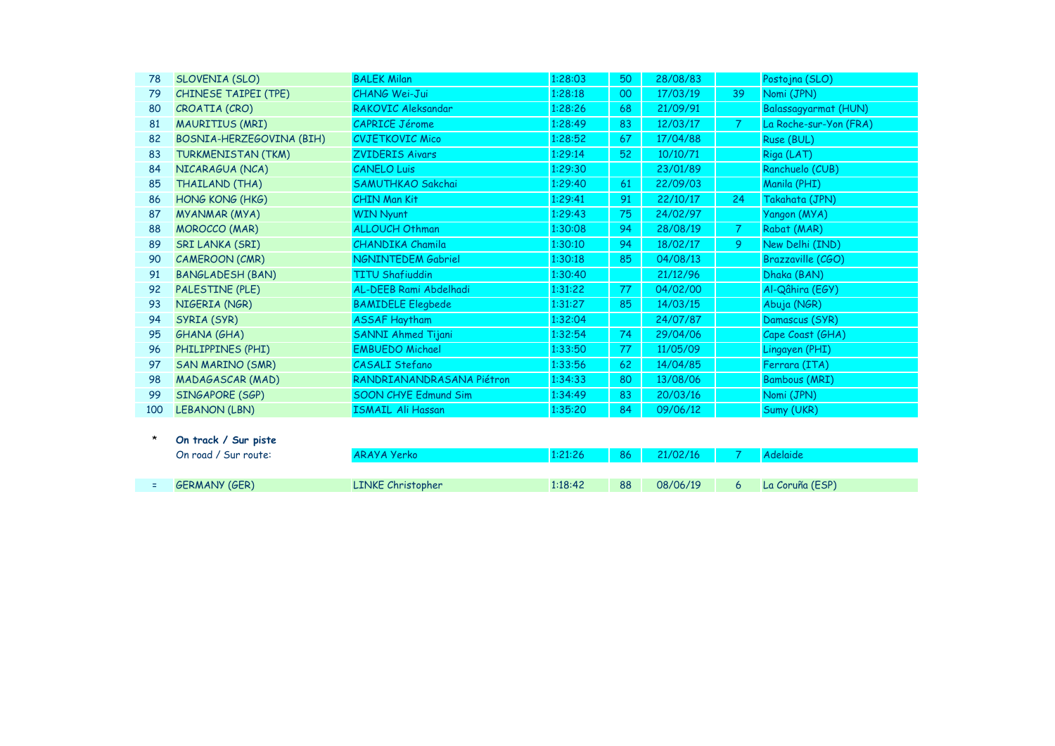| | | | | | | | |
|---|---|---|---|---|---|---|---|
| 78 | SLOVENIA (SLO) | BALEK Milan | 1:28:03 | 50 | 28/08/83 | | Postojna (SLO) |
| 79 | CHINESE TAIPEI (TPE) | CHANG Wei-Jui | 1:28:18 | 00 | 17/03/19 | 39 | Nomi (JPN) |
| 80 | CROATIA (CRO) | RAKOVIC Aleksandar | 1:28:26 | 68 | 21/09/91 | | Balassagyarmat (HUN) |
| 81 | MAURITIUS (MRI) | CAPRICE Jérome | 1:28:49 | 83 | 12/03/17 | 7 | La Roche-sur-Yon (FRA) |
| 82 | BOSNIA-HERZEGOVINA (BIH) | CVJETKOVIC Mico | 1:28:52 | 67 | 17/04/88 | | Ruse (BUL) |
| 83 | TURKMENISTAN (TKM) | ZVIDERIS Aivars | 1:29:14 | 52 | 10/10/71 | | Riga (LAT) |
| 84 | NICARAGUA (NCA) | CANELO Luis | 1:29:30 | | 23/01/89 | | Ranchuelo (CUB) |
| 85 | THAILAND (THA) | SAMUTHKAO Sakchai | 1:29:40 | 61 | 22/09/03 | | Manila (PHI) |
| 86 | HONG KONG (HKG) | CHIN Man Kit | 1:29:41 | 91 | 22/10/17 | 24 | Takahata (JPN) |
| 87 | MYANMAR (MYA) | WIN Nyunt | 1:29:43 | 75 | 24/02/97 | | Yangon (MYA) |
| 88 | MOROCCO (MAR) | ALLOUCH Othman | 1:30:08 | 94 | 28/08/19 | 7 | Rabat (MAR) |
| 89 | SRI LANKA (SRI) | CHANDIKA Chamila | 1:30:10 | 94 | 18/02/17 | 9 | New Delhi (IND) |
| 90 | CAMEROON (CMR) | NGNINTEDEM Gabriel | 1:30:18 | 85 | 04/08/13 | | Brazzaville (CGO) |
| 91 | BANGLADESH (BAN) | TITU Shafiuddin | 1:30:40 | | 21/12/96 | | Dhaka (BAN) |
| 92 | PALESTINE (PLE) | AL-DEEB Rami Abdelhadi | 1:31:22 | 77 | 04/02/00 | | Al-Qâhira (EGY) |
| 93 | NIGERIA (NGR) | BAMIDELE Elegbede | 1:31:27 | 85 | 14/03/15 | | Abuja (NGR) |
| 94 | SYRIA (SYR) | ASSAF Haytham | 1:32:04 | | 24/07/87 | | Damascus (SYR) |
| 95 | GHANA (GHA) | SANNI Ahmed Tijani | 1:32:54 | 74 | 29/04/06 | | Cape Coast (GHA) |
| 96 | PHILIPPINES (PHI) | EMBUEDO Michael | 1:33:50 | 77 | 11/05/09 | | Lingayen (PHI) |
| 97 | SAN MARINO (SMR) | CASALI Stefano | 1:33:56 | 62 | 14/04/85 | | Ferrara (ITA) |
| 98 | MADAGASCAR (MAD) | RANDRIANANDRASANA Piétron | 1:34:33 | 80 | 13/08/06 | | Bambous (MRI) |
| 99 | SINGAPORE (SGP) | SOON CHYE Edmund Sim | 1:34:49 | 83 | 20/03/16 | | Nomi (JPN) |
| 100 | LEBANON (LBN) | ISMAIL Ali Hassan | 1:35:20 | 84 | 09/06/12 | | Sumy (UKR) |
| * | **On track / Sur piste** | | | | | | |
| | On road / Sur route: | ARAYA Yerko | 1:21:26 | 86 | 21/02/16 | 7 | Adelaide |
| = | GERMANY (GER) | LINKE Christopher | 1:18:42 | 88 | 08/06/19 | 6 | La Coruña (ESP) |